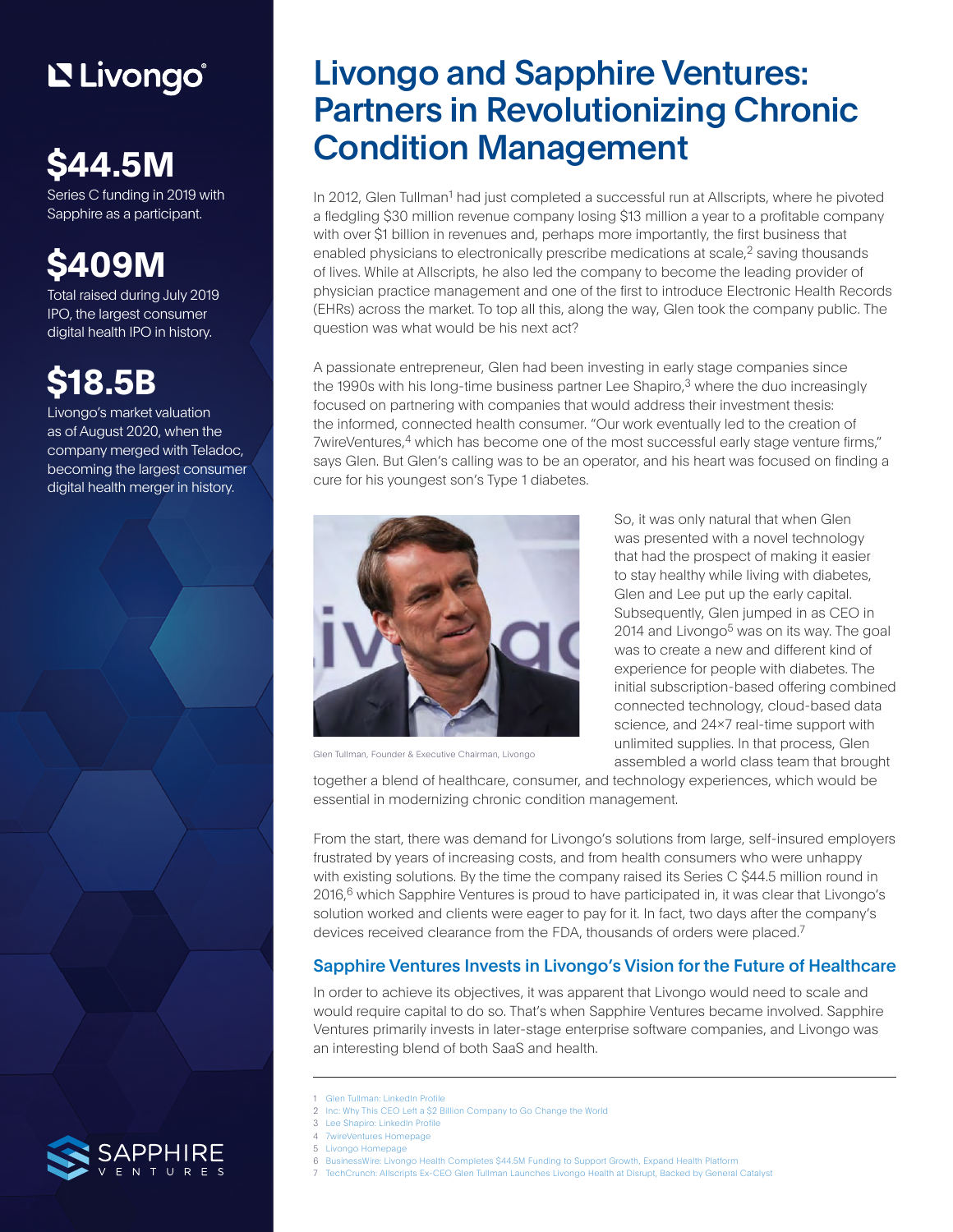Livongo

**$44.5M**

Series C funding in 2019 with Sapphire as a participant.

**$409M**

Total raised during July 2019 IPO, the largest consumer digital health IPO in history.

**$18.5B**

Livongo's market valuation as of August 2020, when the company merged with Teladoc, becoming the largest consumer digital health merger in history.

# Livongo and Sapphire Ventures: Partners in Revolutionizing Chronic Condition Management

In 2012, Glen Tullman[1] had just completed a successful run at Allscripts, where he pivoted a fledgling $30 million revenue company losing $13 million a year to a profitable company with over $1 billion in revenues and, perhaps more importantly, the first business that enabled physicians to electronically prescribe medications at scale,[2] saving thousands of lives. While at Allscripts, he also led the company to become the leading provider of physician practice management and one of the first to introduce Electronic Health Records (EHRs) across the market. To top all this, along the way, Glen took the company public. The question was what would be his next act?

A passionate entrepreneur, Glen had been investing in early stage companies since the 1990s with his long-time business partner Lee Shapiro,[3] where the duo increasingly focused on partnering with companies that would address their investment thesis: the informed, connected health consumer. "Our work eventually led to the creation of 7wireVentures,[4] which has become one of the most successful early stage venture firms," says Glen. But Glen's calling was to be an operator, and his heart was focused on finding a cure for his youngest son's Type 1 diabetes.

Glen Tullman, Founder & Executive Chairman, Livongo

So, it was only natural that when Glen was presented with a novel technology that had the prospect of making it easier to stay healthy while living with diabetes, Glen and Lee put up the early capital. Subsequently, Glen jumped in as CEO in 2014 and Livongo[5] was on its way. The goal was to create a new and different kind of experience for people with diabetes. The initial subscription-based offering combined connected technology, cloud-based data science, and 24×7 real-time support with unlimited supplies. In that process, Glen assembled a world class team that brought together a blend of healthcare, consumer, and technology experiences, which would be essential in modernizing chronic condition management.

From the start, there was demand for Livongo's solutions from large, self-insured employers frustrated by years of increasing costs, and from health consumers who were unhappy with existing solutions. By the time the company raised its Series C $44.5 million round in 2016,[6] which Sapphire Ventures is proud to have participated in, it was clear that Livongo's solution worked and clients were eager to pay for it. In fact, two days after the company's devices received clearance from the FDA, thousands of orders were placed.[7]

## Sapphire Ventures Invests in Livongo's Vision for the Future of Healthcare

In order to achieve its objectives, it was apparent that Livongo would need to scale and would require capital to do so. That's when Sapphire Ventures became involved. Sapphire Ventures primarily invests in later-stage enterprise software companies, and Livongo was an interesting blend of both SaaS and health.

1 Glen Tullman: LinkedIn Profile
2 Inc: Why This CEO Left a $2 Billion Company to Go Change the World
3 Lee Shapiro: LinkedIn Profile
4 7wireVentures Homepage
5 Livongo Homepage
6 BusinessWire: Livongo Health Completes $44.5M Funding to Support Growth, Expand Health Platform
7 TechCrunch: Allscripts Ex-CEO Glen Tullman Launches Livongo Health at Disrupt, Backed by General Catalyst

SAPPHIRE VENTURES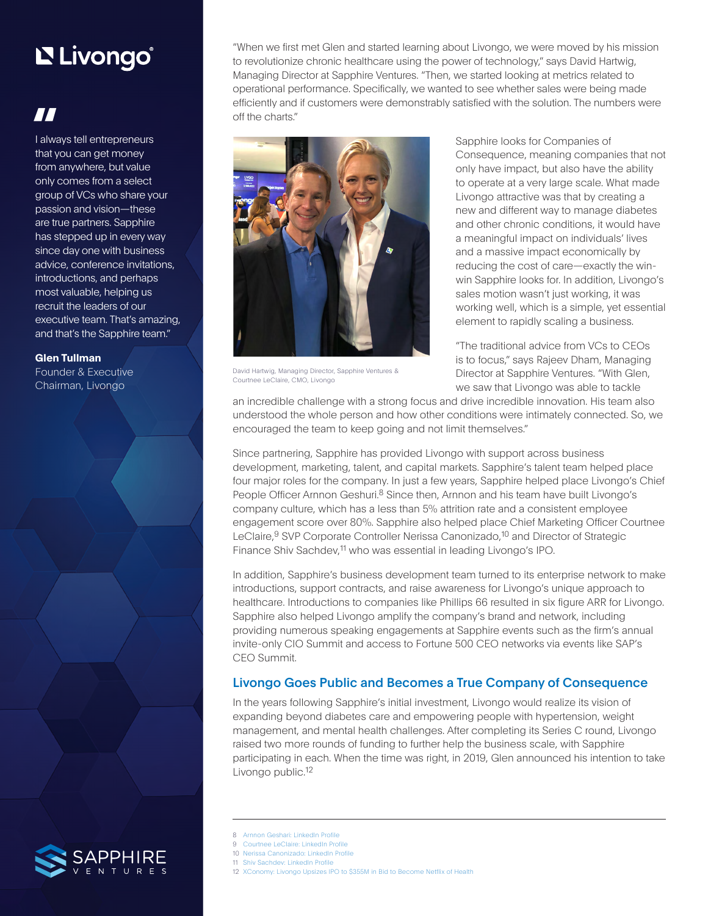> I always tell entrepreneurs that you can get money from anywhere, but value only comes from a select group of VCs who share your passion and vision—these are true partners. Sapphire has stepped up in every way since day one with business advice, conference invitations, introductions, and perhaps most valuable, helping us recruit the leaders of our executive team. That's amazing, and that's the Sapphire team."
>
> **Glen Tullman**
> Founder & Executive Chairman, Livongo

"When we first met Glen and started learning about Livongo, we were moved by his mission to revolutionize chronic healthcare using the power of technology," says David Hartwig, Managing Director at Sapphire Ventures. "Then, we started looking at metrics related to operational performance. Specifically, we wanted to see whether sales were being made efficiently and if customers were demonstrably satisfied with the solution. The numbers were off the charts."

David Hartwig, Managing Director, Sapphire Ventures & Courtnee LeClaire, CMO, Livongo

Sapphire looks for Companies of Consequence, meaning companies that not only have impact, but also have the ability to operate at a very large scale. What made Livongo attractive was that by creating a new and different way to manage diabetes and other chronic conditions, it would have a meaningful impact on individuals' lives and a massive impact economically by reducing the cost of care—exactly the win-win Sapphire looks for. In addition, Livongo's sales motion wasn't just working, it was working well, which is a simple, yet essential element to rapidly scaling a business.

"The traditional advice from VCs to CEOs is to focus," says Rajeev Dham, Managing Director at Sapphire Ventures. "With Glen, we saw that Livongo was able to tackle an incredible challenge with a strong focus and drive incredible innovation. His team also understood the whole person and how other conditions were intimately connected. So, we encouraged the team to keep going and not limit themselves."

Since partnering, Sapphire has provided Livongo with support across business development, marketing, talent, and capital markets. Sapphire's talent team helped place four major roles for the company. In just a few years, Sapphire helped place Livongo's Chief People Officer Arnnon Geshuri.[8] Since then, Arnnon and his team have built Livongo's company culture, which has a less than 5% attrition rate and a consistent employee engagement score over 80%. Sapphire also helped place Chief Marketing Officer Courtnee LeClaire,[9] SVP Corporate Controller Nerissa Canonizado,[10] and Director of Strategic Finance Shiv Sachdev,[11] who was essential in leading Livongo's IPO.

In addition, Sapphire's business development team turned to its enterprise network to make introductions, support contracts, and raise awareness for Livongo's unique approach to healthcare. Introductions to companies like Phillips 66 resulted in six figure ARR for Livongo. Sapphire also helped Livongo amplify the company's brand and network, including providing numerous speaking engagements at Sapphire events such as the firm's annual invite-only CIO Summit and access to Fortune 500 CEO networks via events like SAP's CEO Summit.

## Livongo Goes Public and Becomes a True Company of Consequence

In the years following Sapphire's initial investment, Livongo would realize its vision of expanding beyond diabetes care and empowering people with hypertension, weight management, and mental health challenges. After completing its Series C round, Livongo raised two more rounds of funding to further help the business scale, with Sapphire participating in each. When the time was right, in 2019, Glen announced his intention to take Livongo public.[12]

---

8 Arnnon Geshari: LinkedIn Profile
9 Courtnee LeClaire: LinkedIn Profile
10 Nerissa Canonizado: LinkedIn Profile
11 Shiv Sachdev: LinkedIn Profile
12 XConomy: Livongo Upsizes IPO to $355M in Bid to Become Netflix of Health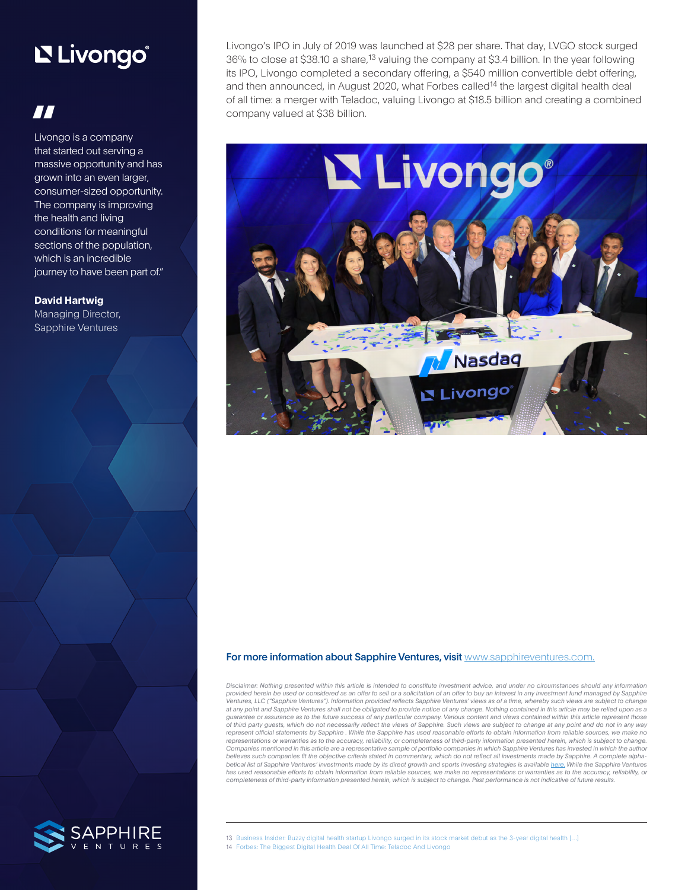Livongo

"

Livongo is a company that started out serving a massive opportunity and has grown into an even larger, consumer-sized opportunity. The company is improving the health and living conditions for meaningful sections of the population, which is an incredible journey to have been part of."

**David Hartwig**
Managing Director,
Sapphire Ventures

Livongo's IPO in July of 2019 was launched at $28 per share. That day, LVGO stock surged 36% to close at $38.10 a share,[13] valuing the company at $3.4 billion. In the year following its IPO, Livongo completed a secondary offering, a $540 million convertible debt offering, and then announced, in August 2020, what Forbes called[14] the largest digital health deal of all time: a merger with Teladoc, valuing Livongo at $18.5 billion and creating a combined company valued at $38 billion.

**For more information about Sapphire Ventures, visit** www.sapphireventures.com.

*Disclaimer: Nothing presented within this article is intended to constitute investment advice, and under no circumstances should any information provided herein be used or considered as an offer to sell or a solicitation of an offer to buy an interest in any investment fund managed by Sapphire Ventures, LLC ("Sapphire Ventures"). Information provided reflects Sapphire Ventures' views as of a time, whereby such views are subject to change at any point and Sapphire Ventures shall not be obligated to provide notice of any change. Nothing contained in this article may be relied upon as a guarantee or assurance as to the future success of any particular company. Various content and views contained within this article represent those of third party guests, which do not necessarily reflect the views of Sapphire. Such views are subject to change at any point and do not in any way represent official statements by Sapphire . While the Sapphire has used reasonable efforts to obtain information from reliable sources, we make no representations or warranties as to the accuracy, reliability, or completeness of third-party information presented herein, which is subject to change. Companies mentioned in this article are a representative sample of portfolio companies in which Sapphire Ventures has invested in which the author believes such companies fit the objective criteria stated in commentary, which do not reflect all investments made by Sapphire. A complete alphabetical list of Sapphire Ventures' investments made by its direct growth and sports investing strategies is available here. While the Sapphire Ventures has used reasonable efforts to obtain information from reliable sources, we make no representations or warranties as to the accuracy, reliability, or completeness of third-party information presented herein, which is subject to change. Past performance is not indicative of future results.*

SAPPHIRE VENTURES

13 Business Insider: Buzzy digital health startup Livongo surged in its stock market debut as the 3-year digital health [...]
14 Forbes: The Biggest Digital Health Deal Of All Time: Teladoc And Livongo